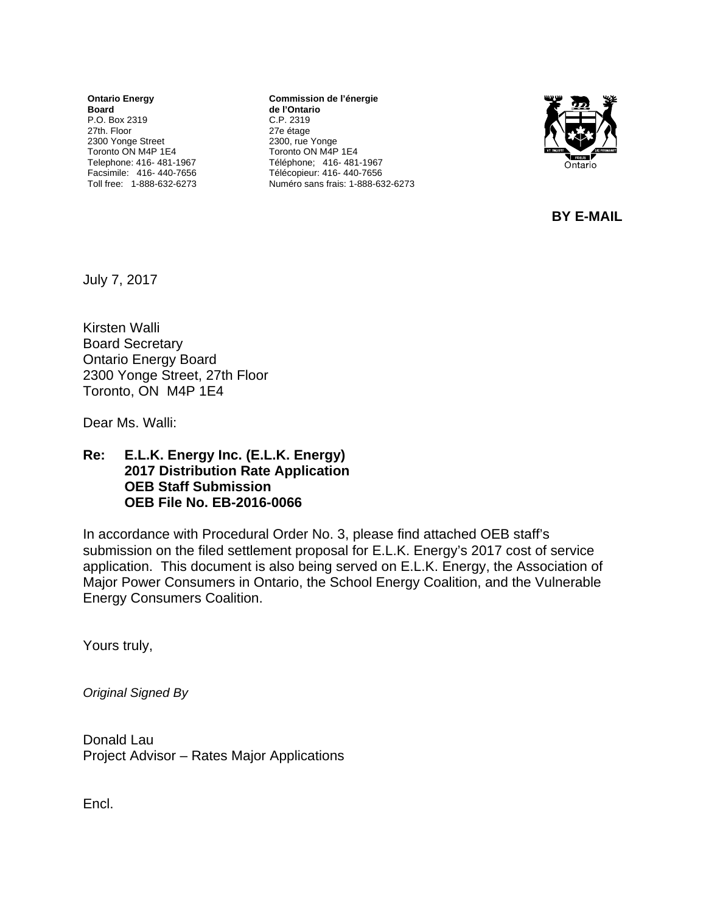**Ontario Energy Board**
P.O. Box 2319
27th. Floor
2300 Yonge Street
Toronto ON M4P 1E4
Telephone: 416- 481-1967
Facsimile: 416- 440-7656
Toll free: 1-888-632-6273

**Commission de l'énergie de l'Ontario**
C.P. 2319
27e étage
2300, rue Yonge
Toronto ON M4P 1E4
Téléphone; 416- 481-1967
Télécopieur: 416- 440-7656
Numéro sans frais: 1-888-632-6273

**BY E-MAIL**

July 7, 2017

Kirsten Walli
Board Secretary
Ontario Energy Board
2300 Yonge Street, 27th Floor
Toronto, ON M4P 1E4

Dear Ms. Walli:

**Re: E.L.K. Energy Inc. (E.L.K. Energy)**
**2017 Distribution Rate Application**
**OEB Staff Submission**
**OEB File No. EB-2016-0066**

In accordance with Procedural Order No. 3, please find attached OEB staff's submission on the filed settlement proposal for E.L.K. Energy's 2017 cost of service application. This document is also being served on E.L.K. Energy, the Association of Major Power Consumers in Ontario, the School Energy Coalition, and the Vulnerable Energy Consumers Coalition.

Yours truly,

*Original Signed By*

Donald Lau
Project Advisor – Rates Major Applications

Encl.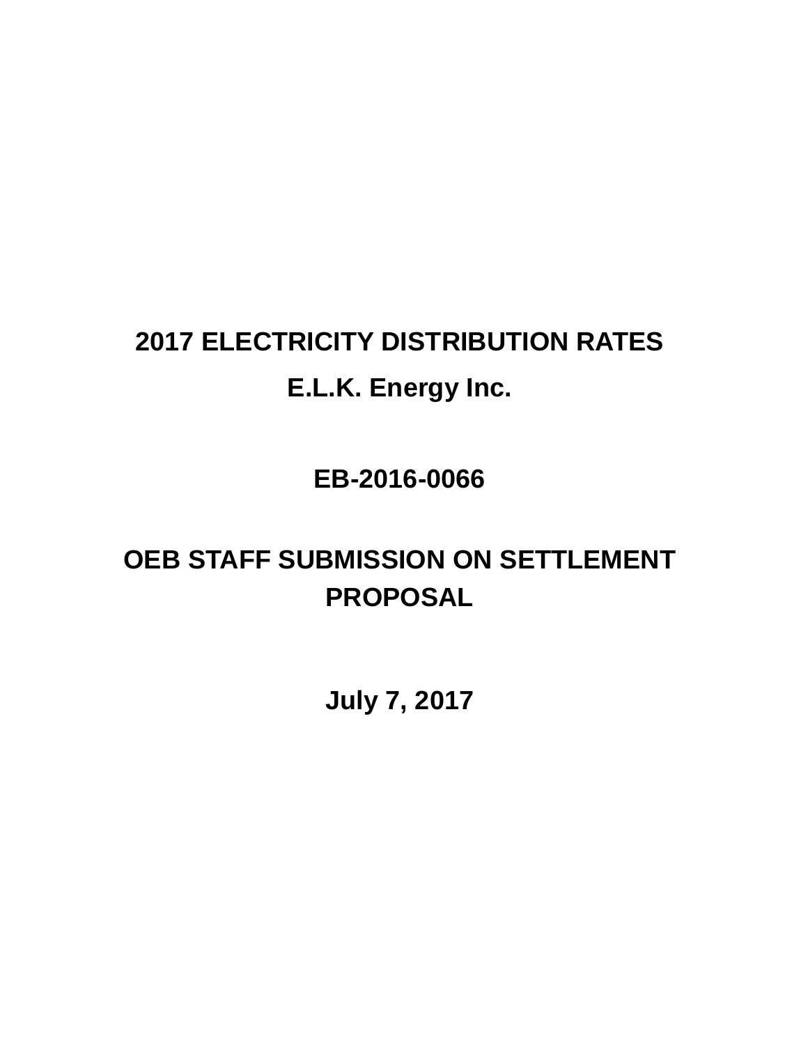# 2017 ELECTRICITY DISTRIBUTION RATES

# E.L.K. Energy Inc.

# EB-2016-0066

# OEB STAFF SUBMISSION ON SETTLEMENT PROPOSAL

# July 7, 2017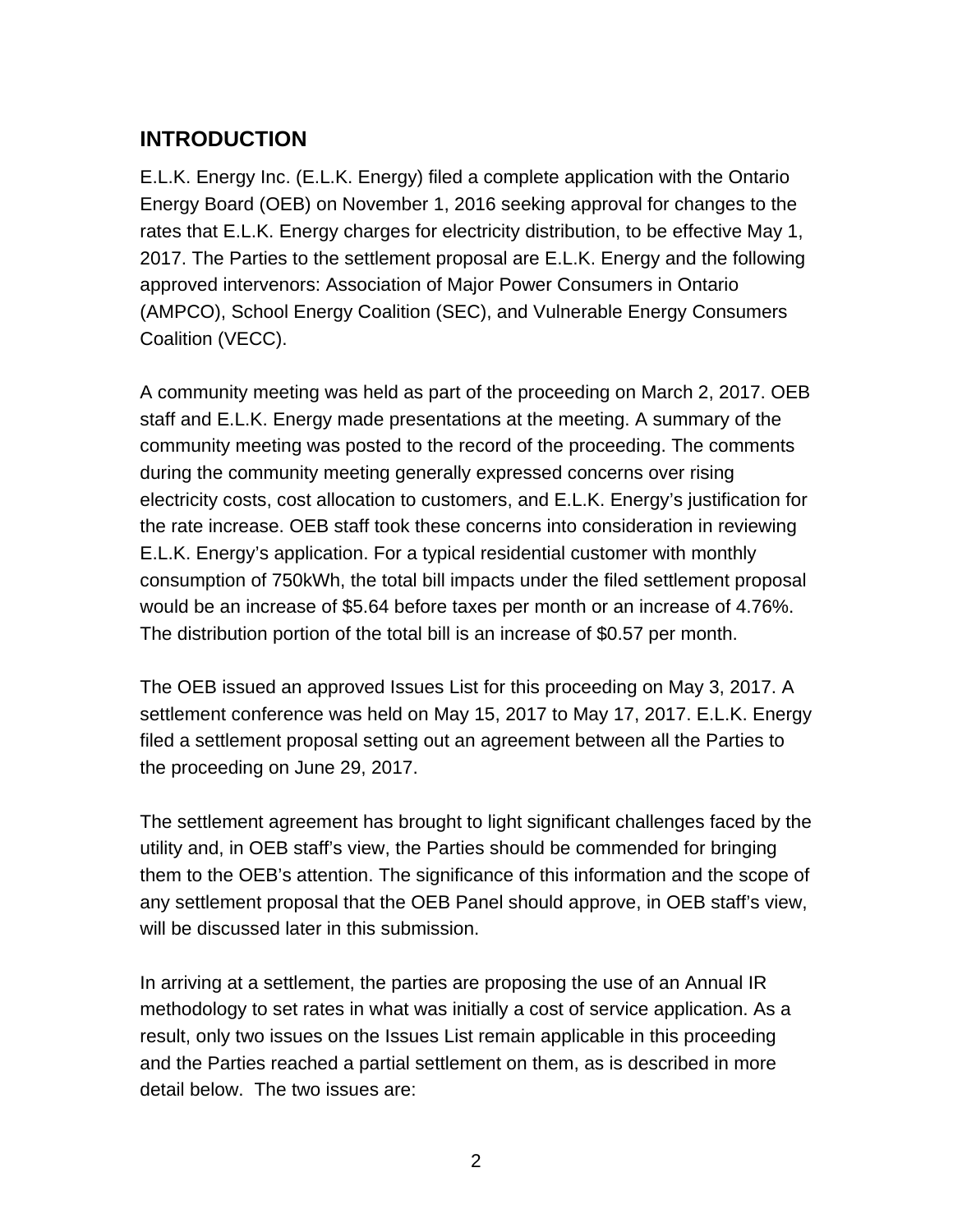## INTRODUCTION

E.L.K. Energy Inc. (E.L.K. Energy) filed a complete application with the Ontario Energy Board (OEB) on November 1, 2016 seeking approval for changes to the rates that E.L.K. Energy charges for electricity distribution, to be effective May 1, 2017. The Parties to the settlement proposal are E.L.K. Energy and the following approved intervenors: Association of Major Power Consumers in Ontario (AMPCO), School Energy Coalition (SEC), and Vulnerable Energy Consumers Coalition (VECC).

A community meeting was held as part of the proceeding on March 2, 2017. OEB staff and E.L.K. Energy made presentations at the meeting. A summary of the community meeting was posted to the record of the proceeding. The comments during the community meeting generally expressed concerns over rising electricity costs, cost allocation to customers, and E.L.K. Energy's justification for the rate increase. OEB staff took these concerns into consideration in reviewing E.L.K. Energy's application. For a typical residential customer with monthly consumption of 750kWh, the total bill impacts under the filed settlement proposal would be an increase of $5.64 before taxes per month or an increase of 4.76%. The distribution portion of the total bill is an increase of $0.57 per month.

The OEB issued an approved Issues List for this proceeding on May 3, 2017. A settlement conference was held on May 15, 2017 to May 17, 2017. E.L.K. Energy filed a settlement proposal setting out an agreement between all the Parties to the proceeding on June 29, 2017.

The settlement agreement has brought to light significant challenges faced by the utility and, in OEB staff's view, the Parties should be commended for bringing them to the OEB's attention. The significance of this information and the scope of any settlement proposal that the OEB Panel should approve, in OEB staff's view, will be discussed later in this submission.

In arriving at a settlement, the parties are proposing the use of an Annual IR methodology to set rates in what was initially a cost of service application. As a result, only two issues on the Issues List remain applicable in this proceeding and the Parties reached a partial settlement on them, as is described in more detail below. The two issues are: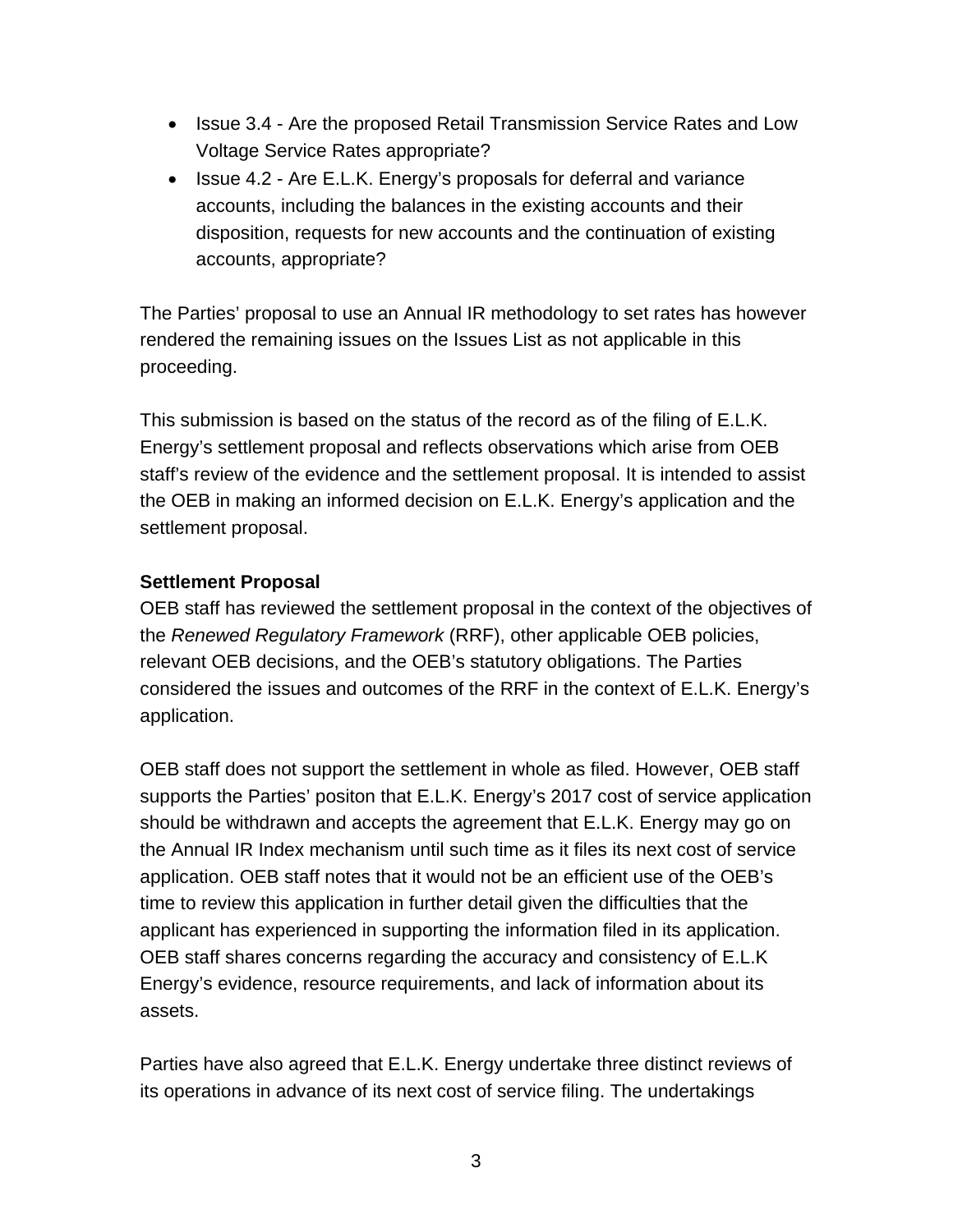- Issue 3.4 - Are the proposed Retail Transmission Service Rates and Low Voltage Service Rates appropriate?
- Issue 4.2 - Are E.L.K. Energy's proposals for deferral and variance accounts, including the balances in the existing accounts and their disposition, requests for new accounts and the continuation of existing accounts, appropriate?

The Parties' proposal to use an Annual IR methodology to set rates has however rendered the remaining issues on the Issues List as not applicable in this proceeding.

This submission is based on the status of the record as of the filing of E.L.K. Energy's settlement proposal and reflects observations which arise from OEB staff's review of the evidence and the settlement proposal. It is intended to assist the OEB in making an informed decision on E.L.K. Energy's application and the settlement proposal.

**Settlement Proposal**

OEB staff has reviewed the settlement proposal in the context of the objectives of the *Renewed Regulatory Framework* (RRF), other applicable OEB policies, relevant OEB decisions, and the OEB's statutory obligations. The Parties considered the issues and outcomes of the RRF in the context of E.L.K. Energy's application.

OEB staff does not support the settlement in whole as filed. However, OEB staff supports the Parties' positon that E.L.K. Energy's 2017 cost of service application should be withdrawn and accepts the agreement that E.L.K. Energy may go on the Annual IR Index mechanism until such time as it files its next cost of service application. OEB staff notes that it would not be an efficient use of the OEB's time to review this application in further detail given the difficulties that the applicant has experienced in supporting the information filed in its application. OEB staff shares concerns regarding the accuracy and consistency of E.L.K Energy's evidence, resource requirements, and lack of information about its assets.

Parties have also agreed that E.L.K. Energy undertake three distinct reviews of its operations in advance of its next cost of service filing. The undertakings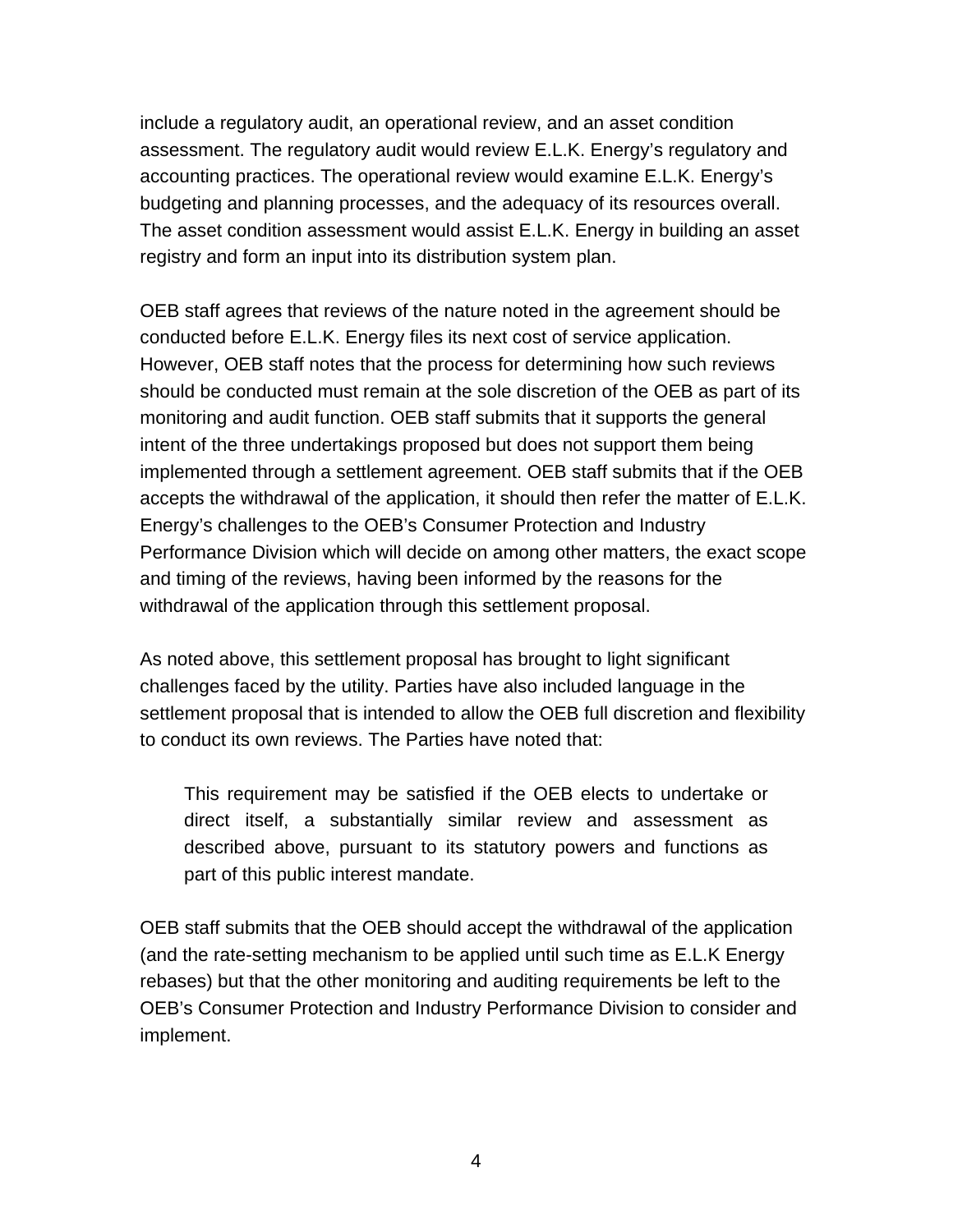include a regulatory audit, an operational review, and an asset condition assessment. The regulatory audit would review E.L.K. Energy's regulatory and accounting practices. The operational review would examine E.L.K. Energy's budgeting and planning processes, and the adequacy of its resources overall. The asset condition assessment would assist E.L.K. Energy in building an asset registry and form an input into its distribution system plan.

OEB staff agrees that reviews of the nature noted in the agreement should be conducted before E.L.K. Energy files its next cost of service application. However, OEB staff notes that the process for determining how such reviews should be conducted must remain at the sole discretion of the OEB as part of its monitoring and audit function. OEB staff submits that it supports the general intent of the three undertakings proposed but does not support them being implemented through a settlement agreement. OEB staff submits that if the OEB accepts the withdrawal of the application, it should then refer the matter of E.L.K. Energy's challenges to the OEB's Consumer Protection and Industry Performance Division which will decide on among other matters, the exact scope and timing of the reviews, having been informed by the reasons for the withdrawal of the application through this settlement proposal.

As noted above, this settlement proposal has brought to light significant challenges faced by the utility. Parties have also included language in the settlement proposal that is intended to allow the OEB full discretion and flexibility to conduct its own reviews. The Parties have noted that:

> This requirement may be satisfied if the OEB elects to undertake or direct itself, a substantially similar review and assessment as described above, pursuant to its statutory powers and functions as part of this public interest mandate.

OEB staff submits that the OEB should accept the withdrawal of the application (and the rate-setting mechanism to be applied until such time as E.L.K Energy rebases) but that the other monitoring and auditing requirements be left to the OEB's Consumer Protection and Industry Performance Division to consider and implement.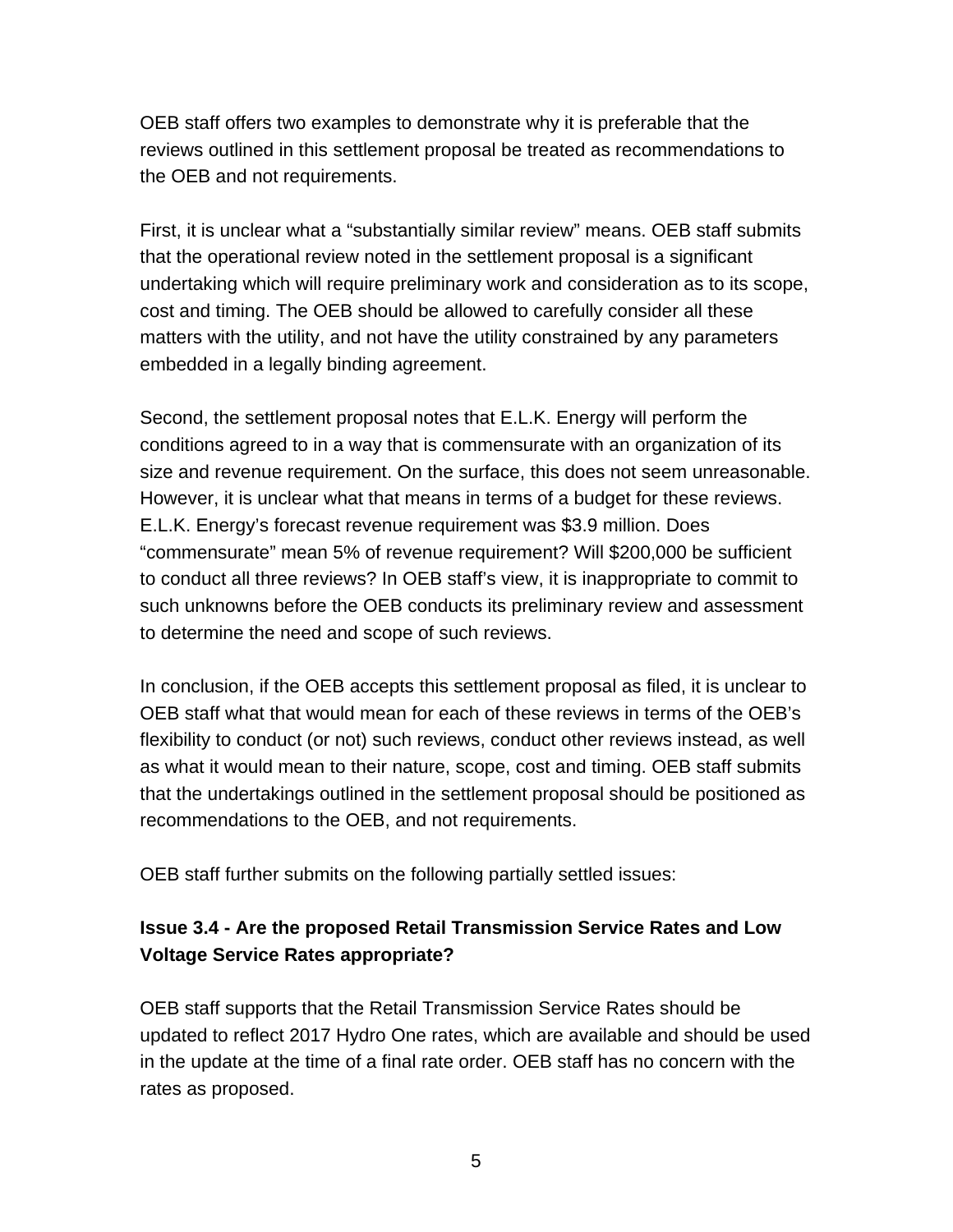OEB staff offers two examples to demonstrate why it is preferable that the reviews outlined in this settlement proposal be treated as recommendations to the OEB and not requirements.

First, it is unclear what a "substantially similar review" means. OEB staff submits that the operational review noted in the settlement proposal is a significant undertaking which will require preliminary work and consideration as to its scope, cost and timing. The OEB should be allowed to carefully consider all these matters with the utility, and not have the utility constrained by any parameters embedded in a legally binding agreement.

Second, the settlement proposal notes that E.L.K. Energy will perform the conditions agreed to in a way that is commensurate with an organization of its size and revenue requirement. On the surface, this does not seem unreasonable. However, it is unclear what that means in terms of a budget for these reviews. E.L.K. Energy's forecast revenue requirement was $3.9 million. Does "commensurate" mean 5% of revenue requirement? Will $200,000 be sufficient to conduct all three reviews? In OEB staff's view, it is inappropriate to commit to such unknowns before the OEB conducts its preliminary review and assessment to determine the need and scope of such reviews.

In conclusion, if the OEB accepts this settlement proposal as filed, it is unclear to OEB staff what that would mean for each of these reviews in terms of the OEB's flexibility to conduct (or not) such reviews, conduct other reviews instead, as well as what it would mean to their nature, scope, cost and timing. OEB staff submits that the undertakings outlined in the settlement proposal should be positioned as recommendations to the OEB, and not requirements.

OEB staff further submits on the following partially settled issues:

### Issue 3.4 - Are the proposed Retail Transmission Service Rates and Low Voltage Service Rates appropriate?

OEB staff supports that the Retail Transmission Service Rates should be updated to reflect 2017 Hydro One rates, which are available and should be used in the update at the time of a final rate order. OEB staff has no concern with the rates as proposed.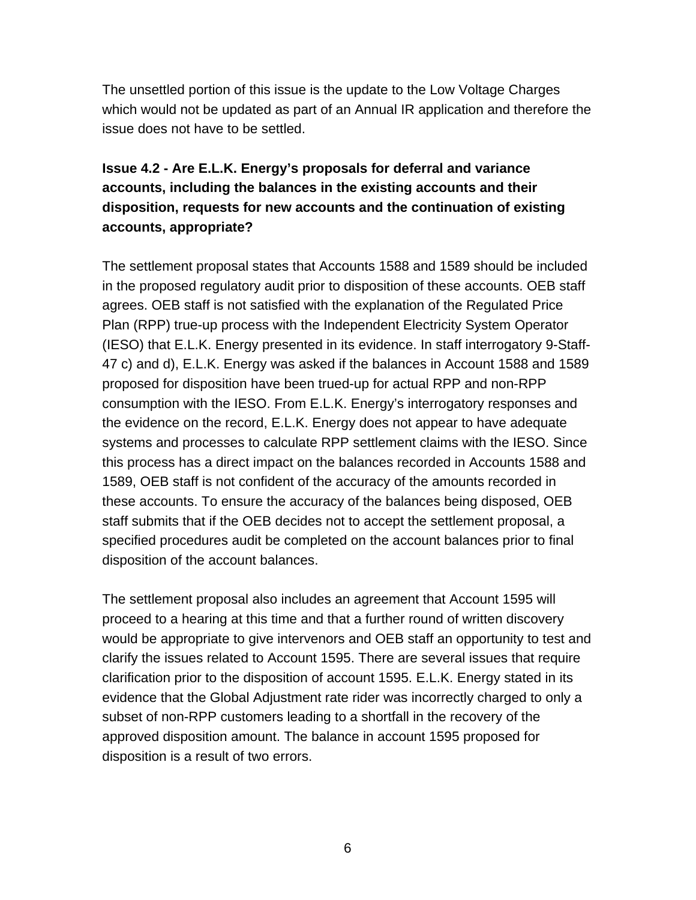The unsettled portion of this issue is the update to the Low Voltage Charges which would not be updated as part of an Annual IR application and therefore the issue does not have to be settled.

**Issue 4.2 - Are E.L.K. Energy's proposals for deferral and variance accounts, including the balances in the existing accounts and their disposition, requests for new accounts and the continuation of existing accounts, appropriate?**

The settlement proposal states that Accounts 1588 and 1589 should be included in the proposed regulatory audit prior to disposition of these accounts. OEB staff agrees. OEB staff is not satisfied with the explanation of the Regulated Price Plan (RPP) true-up process with the Independent Electricity System Operator (IESO) that E.L.K. Energy presented in its evidence. In staff interrogatory 9-Staff-47 c) and d), E.L.K. Energy was asked if the balances in Account 1588 and 1589 proposed for disposition have been trued-up for actual RPP and non-RPP consumption with the IESO. From E.L.K. Energy's interrogatory responses and the evidence on the record, E.L.K. Energy does not appear to have adequate systems and processes to calculate RPP settlement claims with the IESO. Since this process has a direct impact on the balances recorded in Accounts 1588 and 1589, OEB staff is not confident of the accuracy of the amounts recorded in these accounts. To ensure the accuracy of the balances being disposed, OEB staff submits that if the OEB decides not to accept the settlement proposal, a specified procedures audit be completed on the account balances prior to final disposition of the account balances.

The settlement proposal also includes an agreement that Account 1595 will proceed to a hearing at this time and that a further round of written discovery would be appropriate to give intervenors and OEB staff an opportunity to test and clarify the issues related to Account 1595. There are several issues that require clarification prior to the disposition of account 1595. E.L.K. Energy stated in its evidence that the Global Adjustment rate rider was incorrectly charged to only a subset of non-RPP customers leading to a shortfall in the recovery of the approved disposition amount. The balance in account 1595 proposed for disposition is a result of two errors.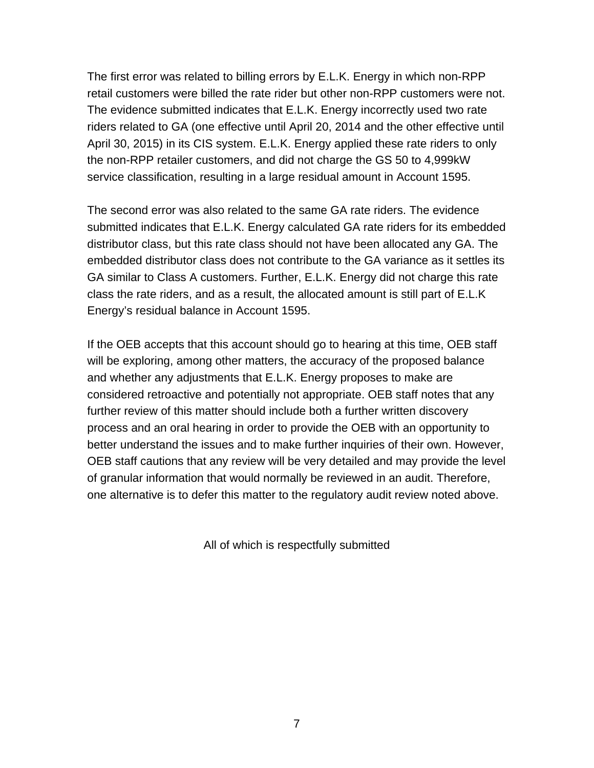The first error was related to billing errors by E.L.K. Energy in which non-RPP retail customers were billed the rate rider but other non-RPP customers were not. The evidence submitted indicates that E.L.K. Energy incorrectly used two rate riders related to GA (one effective until April 20, 2014 and the other effective until April 30, 2015) in its CIS system. E.L.K. Energy applied these rate riders to only the non-RPP retailer customers, and did not charge the GS 50 to 4,999kW service classification, resulting in a large residual amount in Account 1595.

The second error was also related to the same GA rate riders. The evidence submitted indicates that E.L.K. Energy calculated GA rate riders for its embedded distributor class, but this rate class should not have been allocated any GA. The embedded distributor class does not contribute to the GA variance as it settles its GA similar to Class A customers. Further, E.L.K. Energy did not charge this rate class the rate riders, and as a result, the allocated amount is still part of E.L.K Energy's residual balance in Account 1595.

If the OEB accepts that this account should go to hearing at this time, OEB staff will be exploring, among other matters, the accuracy of the proposed balance and whether any adjustments that E.L.K. Energy proposes to make are considered retroactive and potentially not appropriate. OEB staff notes that any further review of this matter should include both a further written discovery process and an oral hearing in order to provide the OEB with an opportunity to better understand the issues and to make further inquiries of their own. However, OEB staff cautions that any review will be very detailed and may provide the level of granular information that would normally be reviewed in an audit. Therefore, one alternative is to defer this matter to the regulatory audit review noted above.

All of which is respectfully submitted